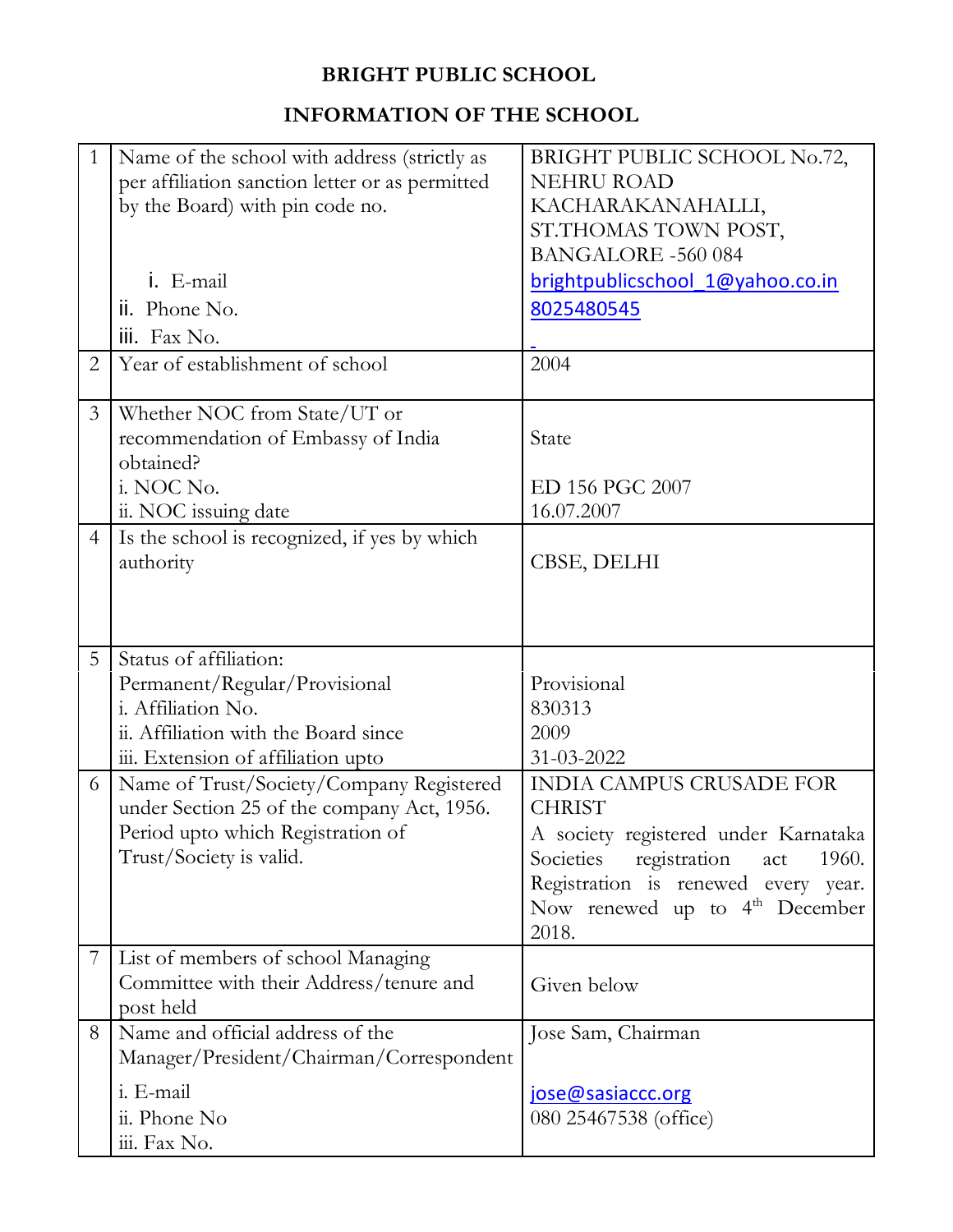# BRIGHT PUBLIC SCHOOL

## INFORMATION OF THE SCHOOL

| | | |
|---|---|---|
| 1 | Name of the school with address (strictly as per affiliation sanction letter or as permitted by the Board) with pin code no.<br><br>i. E-mail<br>ii. Phone No.<br>iii. Fax No. | BRIGHT PUBLIC SCHOOL No.72, NEHRU ROAD KACHARAKANAHALLI, ST.THOMAS TOWN POST, BANGALORE -560 084<br>brightpublicschool_1@yahoo.co.in<br>8025480545 |
| 2 | Year of establishment of school | 2004 |
| 3 | Whether NOC from State/UT or recommendation of Embassy of India obtained?<br>i. NOC No.<br>ii. NOC issuing date | State<br><br>ED 156 PGC 2007<br>16.07.2007 |
| 4 | Is the school is recognized, if yes by which authority | CBSE, DELHI |
| 5 | Status of affiliation:<br>Permanent/Regular/Provisional<br>i. Affiliation No.<br>ii. Affiliation with the Board since<br>iii. Extension of affiliation upto | <br>Provisional<br>830313<br>2009<br>31-03-2022 |
| 6 | Name of Trust/Society/Company Registered under Section 25 of the company Act, 1956. Period upto which Registration of Trust/Society is valid. | INDIA CAMPUS CRUSADE FOR CHRIST<br>A society registered under Karnataka Societies registration act 1960. Registration is renewed every year. Now renewed up to 4th December 2018. |
| 7 | List of members of school Managing Committee with their Address/tenure and post held | Given below |
| 8 | Name and official address of the Manager/President/Chairman/Correspondent<br>i. E-mail<br>ii. Phone No<br>iii. Fax No. | Jose Sam, Chairman<br><br>jose@sasiaccc.org<br>080 25467538 (office) |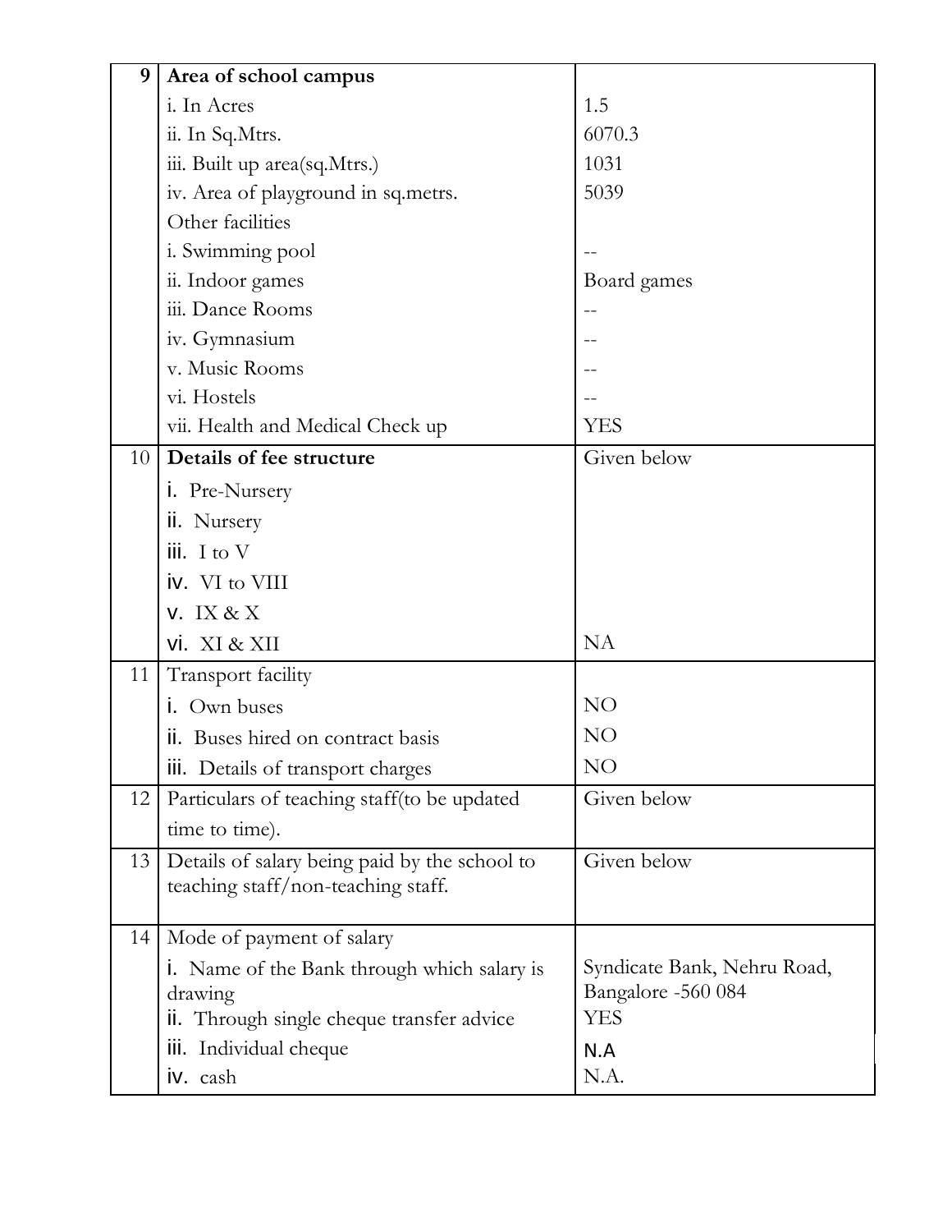| | | |
|---|---|---|
| 9 | **Area of school campus** | |
| | i. In Acres | 1.5 |
| | ii. In Sq.Mtrs. | 6070.3 |
| | iii. Built up area(sq.Mtrs.) | 1031 |
| | iv. Area of playground in sq.metrs. | 5039 |
| | Other facilities | |
| | i. Swimming pool | -- |
| | ii. Indoor games | Board games |
| | iii. Dance Rooms | -- |
| | iv. Gymnasium | -- |
| | v. Music Rooms | -- |
| | vi. Hostels | -- |
| | vii. Health and Medical Check up | YES |
| 10 | **Details of fee structure** | Given below |
| | i. Pre-Nursery | |
| | ii. Nursery | |
| | iii. I to V | |
| | iv. VI to VIII | |
| | v. IX & X | |
| | vi. XI & XII | NA |
| 11 | Transport facility | |
| | i. Own buses | NO |
| | ii. Buses hired on contract basis | NO |
| | iii. Details of transport charges | NO |
| 12 | Particulars of teaching staff(to be updated time to time). | Given below |
| 13 | Details of salary being paid by the school to teaching staff/non-teaching staff. | Given below |
| 14 | Mode of payment of salary | |
| | i. Name of the Bank through which salary is drawing | Syndicate Bank, Nehru Road, Bangalore -560 084 |
| | ii. Through single cheque transfer advice | YES |
| | iii. Individual cheque | N.A |
| | iv. cash | N.A. |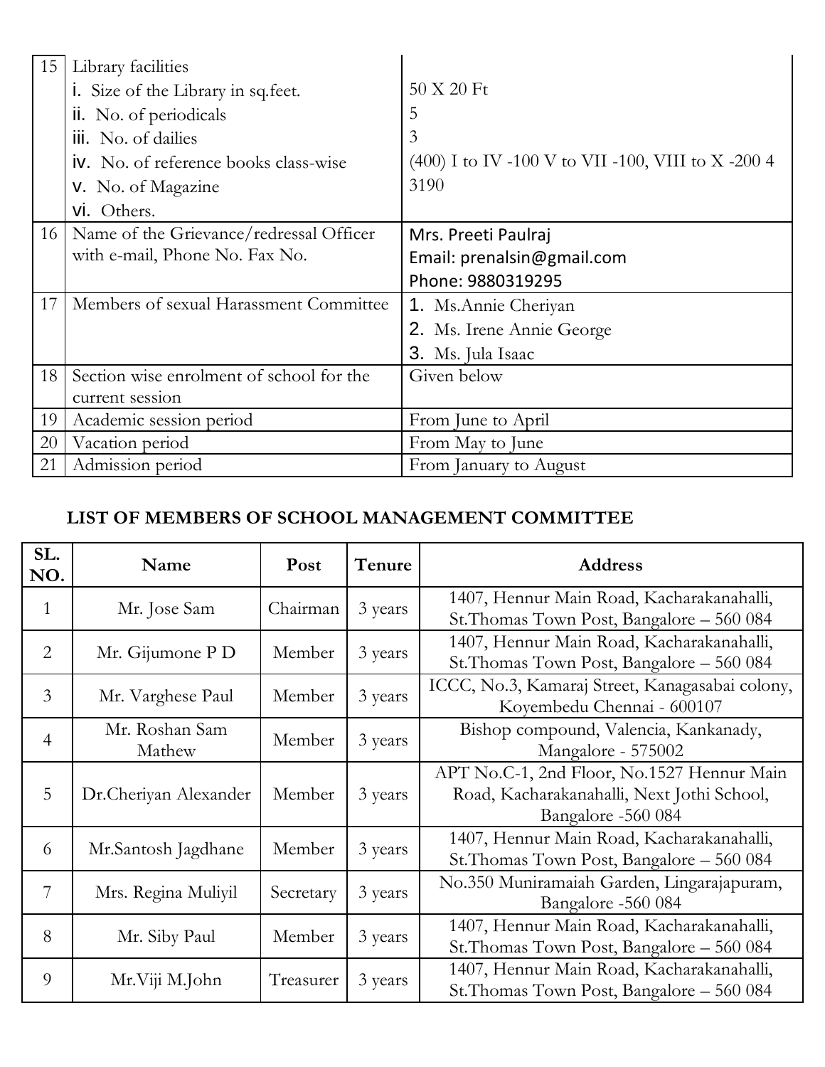| 15 | Library facilities<br>i. Size of the Library in sq.feet.<br>ii. No. of periodicals<br>iii. No. of dailies<br>iv. No. of reference books class-wise<br>v. No. of Magazine<br>vi. Others. | <br>50 X 20 Ft<br>5<br>3<br>(400) I to IV -100 V to VII -100, VIII to X -200 4<br>3190 |
|---|---|---|
| 16 | Name of the Grievance/redressal Officer with e-mail, Phone No. Fax No. | Mrs. Preeti Paulraj<br>Email: prenalsin@gmail.com<br>Phone: 9880319295 |
| 17 | Members of sexual Harassment Committee | 1. Ms.Annie Cheriyan<br>2. Ms. Irene Annie George<br>3. Ms. Jula Isaac |
| 18 | Section wise enrolment of school for the current session | Given below |
| 19 | Academic session period | From June to April |
| 20 | Vacation period | From May to June |
| 21 | Admission period | From January to August |

## LIST OF MEMBERS OF SCHOOL MANAGEMENT COMMITTEE

| SL. NO. | Name | Post | Tenure | Address |
|---|---|---|---|---|
| 1 | Mr. Jose Sam | Chairman | 3 years | 1407, Hennur Main Road, Kacharakanahalli, St.Thomas Town Post, Bangalore – 560 084 |
| 2 | Mr. Gijumone P D | Member | 3 years | 1407, Hennur Main Road, Kacharakanahalli, St.Thomas Town Post, Bangalore – 560 084 |
| 3 | Mr. Varghese Paul | Member | 3 years | ICCC, No.3, Kamaraj Street, Kanagasabai colony, Koyembedu Chennai - 600107 |
| 4 | Mr. Roshan Sam Mathew | Member | 3 years | Bishop compound, Valencia, Kankanady, Mangalore - 575002 |
| 5 | Dr.Cheriyan Alexander | Member | 3 years | APT No.C-1, 2nd Floor, No.1527 Hennur Main Road, Kacharakanahalli, Next Jothi School, Bangalore -560 084 |
| 6 | Mr.Santosh Jagdhane | Member | 3 years | 1407, Hennur Main Road, Kacharakanahalli, St.Thomas Town Post, Bangalore – 560 084 |
| 7 | Mrs. Regina Muliyil | Secretary | 3 years | No.350 Muniramaiah Garden, Lingarajapuram, Bangalore -560 084 |
| 8 | Mr. Siby Paul | Member | 3 years | 1407, Hennur Main Road, Kacharakanahalli, St.Thomas Town Post, Bangalore – 560 084 |
| 9 | Mr.Viji M.John | Treasurer | 3 years | 1407, Hennur Main Road, Kacharakanahalli, St.Thomas Town Post, Bangalore – 560 084 |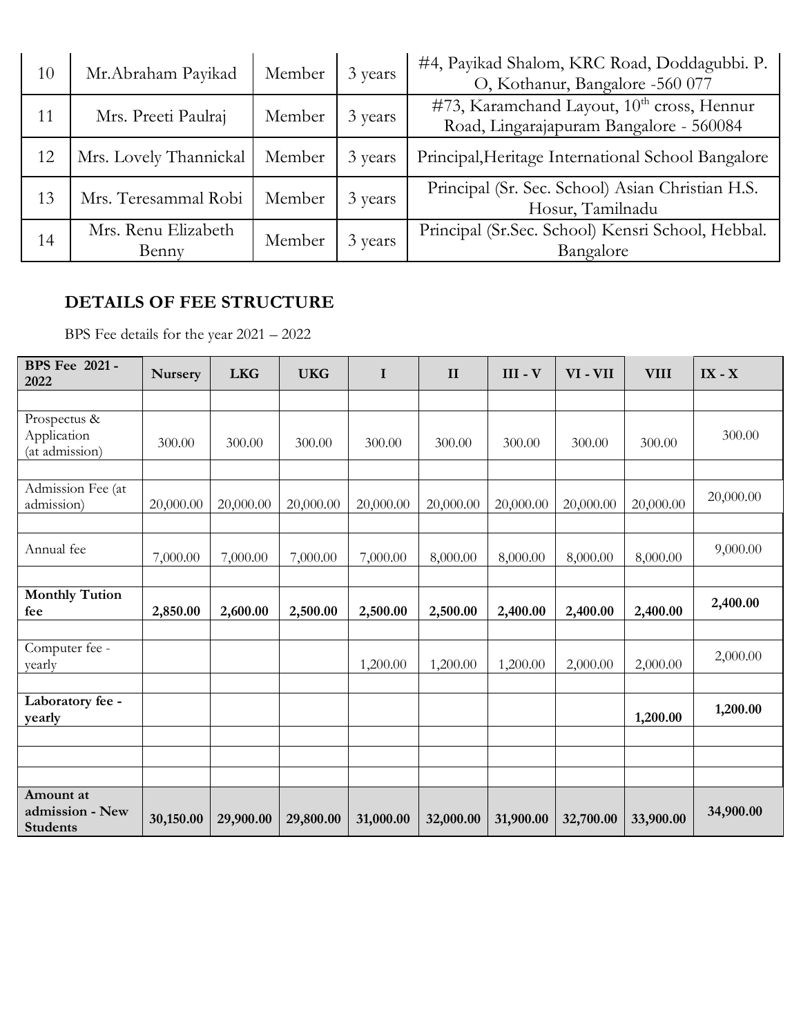| 10 | Mr.Abraham Payikad | Member | 3 years | #4, Payikad Shalom, KRC Road, Doddagubbi. P. O, Kothanur, Bangalore -560 077 |
|---|---|---|---|---|
| 11 | Mrs. Preeti Paulraj | Member | 3 years | #73, Karamchand Layout, 10th cross, Hennur Road, Lingarajapuram Bangalore - 560084 |
| 12 | Mrs. Lovely Thannickal | Member | 3 years | Principal,Heritage International School Bangalore |
| 13 | Mrs. Teresammal Robi | Member | 3 years | Principal (Sr. Sec. School) Asian Christian H.S. Hosur, Tamilnadu |
| 14 | Mrs. Renu Elizabeth Benny | Member | 3 years | Principal (Sr.Sec. School) Kensri School, Hebbal. Bangalore |

## DETAILS OF FEE STRUCTURE

BPS Fee details for the year 2021 – 2022

| BPS Fee 2021 - 2022 | Nursery | LKG | UKG | I | II | III - V | VI - VII | VIII | IX - X |
|---|---|---|---|---|---|---|---|---|---|
| | | | | | | | | | |
| Prospectus & Application (at admission) | 300.00 | 300.00 | 300.00 | 300.00 | 300.00 | 300.00 | 300.00 | 300.00 | 300.00 |
| | | | | | | | | | |
| Admission Fee (at admission) | 20,000.00 | 20,000.00 | 20,000.00 | 20,000.00 | 20,000.00 | 20,000.00 | 20,000.00 | 20,000.00 | 20,000.00 |
| | | | | | | | | | |
| Annual fee | 7,000.00 | 7,000.00 | 7,000.00 | 7,000.00 | 8,000.00 | 8,000.00 | 8,000.00 | 8,000.00 | 9,000.00 |
| | | | | | | | | | |
| **Monthly Tution fee** | **2,850.00** | **2,600.00** | **2,500.00** | **2,500.00** | **2,500.00** | **2,400.00** | **2,400.00** | **2,400.00** | **2,400.00** |
| | | | | | | | | | |
| Computer fee - yearly | | | | 1,200.00 | 1,200.00 | 1,200.00 | 2,000.00 | 2,000.00 | 2,000.00 |
| | | | | | | | | | |
| **Laboratory fee - yearly** | | | | | | | | **1,200.00** | **1,200.00** |
| | | | | | | | | | |
| | | | | | | | | | |
| | | | | | | | | | |
| **Amount at admission - New Students** | **30,150.00** | **29,900.00** | **29,800.00** | **31,000.00** | **32,000.00** | **31,900.00** | **32,700.00** | **33,900.00** | **34,900.00** |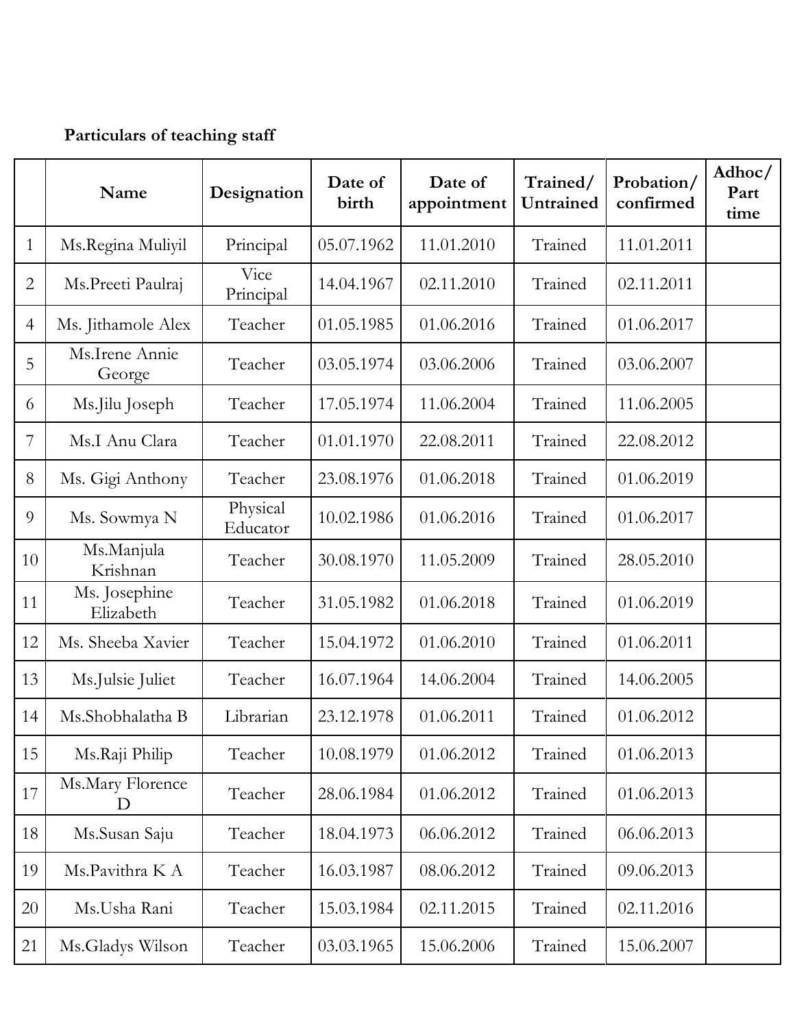**Particulars of teaching staff**

| | Name | Designation | Date of birth | Date of appointment | Trained/ Untrained | Probation/ confirmed | Adhoc/ Part time |
|---|---|---|---|---|---|---|---|
| 1 | Ms.Regina Muliyil | Principal | 05.07.1962 | 11.01.2010 | Trained | 11.01.2011 | |
| 2 | Ms.Preeti Paulraj | Vice Principal | 14.04.1967 | 02.11.2010 | Trained | 02.11.2011 | |
| 4 | Ms. Jithamole Alex | Teacher | 01.05.1985 | 01.06.2016 | Trained | 01.06.2017 | |
| 5 | Ms.Irene Annie George | Teacher | 03.05.1974 | 03.06.2006 | Trained | 03.06.2007 | |
| 6 | Ms.Jilu Joseph | Teacher | 17.05.1974 | 11.06.2004 | Trained | 11.06.2005 | |
| 7 | Ms.I Anu Clara | Teacher | 01.01.1970 | 22.08.2011 | Trained | 22.08.2012 | |
| 8 | Ms. Gigi Anthony | Teacher | 23.08.1976 | 01.06.2018 | Trained | 01.06.2019 | |
| 9 | Ms. Sowmya N | Physical Educator | 10.02.1986 | 01.06.2016 | Trained | 01.06.2017 | |
| 10 | Ms.Manjula Krishnan | Teacher | 30.08.1970 | 11.05.2009 | Trained | 28.05.2010 | |
| 11 | Ms. Josephine Elizabeth | Teacher | 31.05.1982 | 01.06.2018 | Trained | 01.06.2019 | |
| 12 | Ms. Sheeba Xavier | Teacher | 15.04.1972 | 01.06.2010 | Trained | 01.06.2011 | |
| 13 | Ms.Julsie Juliet | Teacher | 16.07.1964 | 14.06.2004 | Trained | 14.06.2005 | |
| 14 | Ms.Shobhalatha B | Librarian | 23.12.1978 | 01.06.2011 | Trained | 01.06.2012 | |
| 15 | Ms.Raji Philip | Teacher | 10.08.1979 | 01.06.2012 | Trained | 01.06.2013 | |
| 17 | Ms.Mary Florence D | Teacher | 28.06.1984 | 01.06.2012 | Trained | 01.06.2013 | |
| 18 | Ms.Susan Saju | Teacher | 18.04.1973 | 06.06.2012 | Trained | 06.06.2013 | |
| 19 | Ms.Pavithra K A | Teacher | 16.03.1987 | 08.06.2012 | Trained | 09.06.2013 | |
| 20 | Ms.Usha Rani | Teacher | 15.03.1984 | 02.11.2015 | Trained | 02.11.2016 | |
| 21 | Ms.Gladys Wilson | Teacher | 03.03.1965 | 15.06.2006 | Trained | 15.06.2007 | |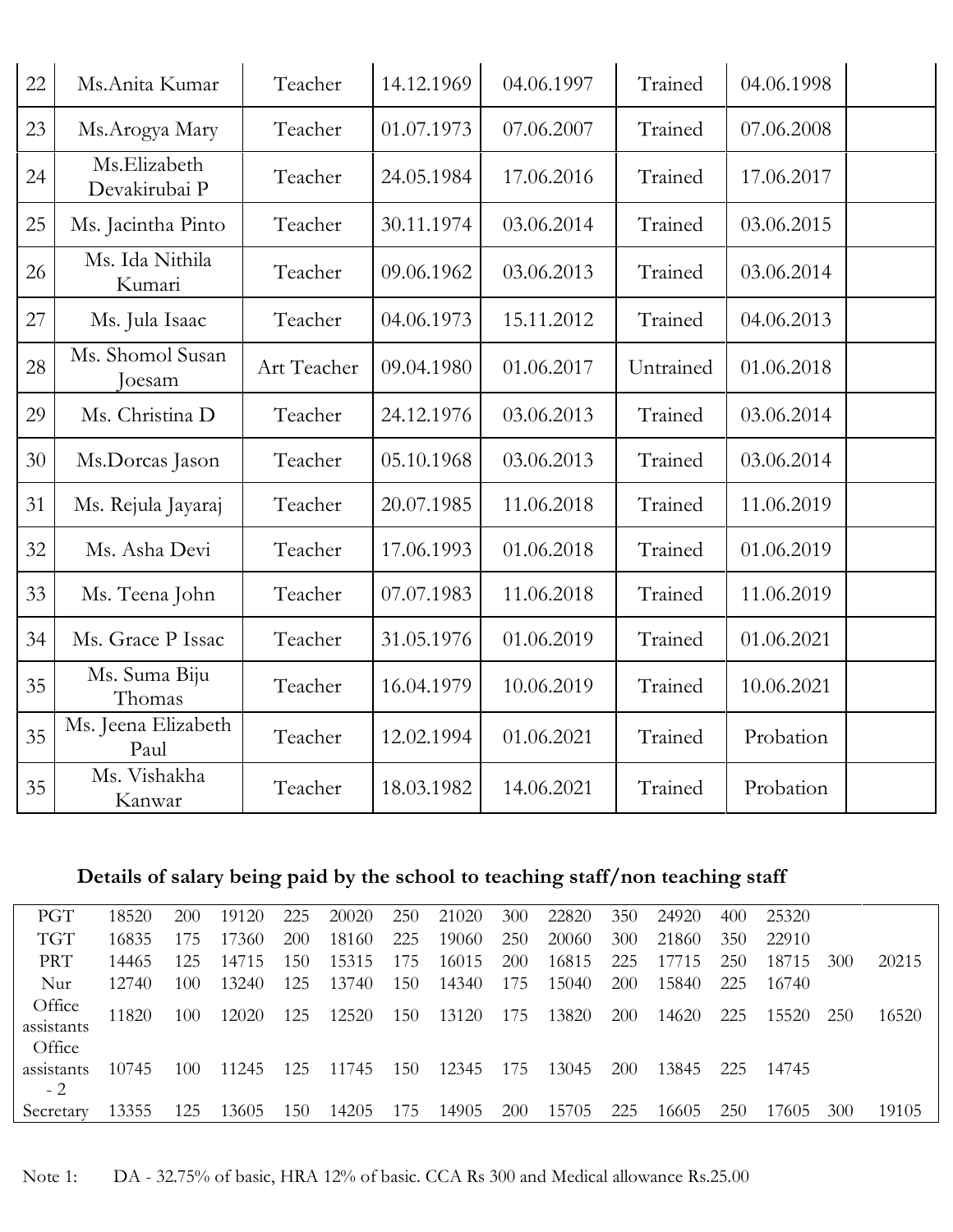| 22 | Ms.Anita Kumar | Teacher | 14.12.1969 | 04.06.1997 | Trained | 04.06.1998 | |
|---|---|---|---|---|---|---|---|
| 23 | Ms.Arogya Mary | Teacher | 01.07.1973 | 07.06.2007 | Trained | 07.06.2008 | |
| 24 | Ms.Elizabeth Devakirubai P | Teacher | 24.05.1984 | 17.06.2016 | Trained | 17.06.2017 | |
| 25 | Ms. Jacintha Pinto | Teacher | 30.11.1974 | 03.06.2014 | Trained | 03.06.2015 | |
| 26 | Ms. Ida Nithila Kumari | Teacher | 09.06.1962 | 03.06.2013 | Trained | 03.06.2014 | |
| 27 | Ms. Jula Isaac | Teacher | 04.06.1973 | 15.11.2012 | Trained | 04.06.2013 | |
| 28 | Ms. Shomol Susan Joesam | Art Teacher | 09.04.1980 | 01.06.2017 | Untrained | 01.06.2018 | |
| 29 | Ms. Christina D | Teacher | 24.12.1976 | 03.06.2013 | Trained | 03.06.2014 | |
| 30 | Ms.Dorcas Jason | Teacher | 05.10.1968 | 03.06.2013 | Trained | 03.06.2014 | |
| 31 | Ms. Rejula Jayaraj | Teacher | 20.07.1985 | 11.06.2018 | Trained | 11.06.2019 | |
| 32 | Ms. Asha Devi | Teacher | 17.06.1993 | 01.06.2018 | Trained | 01.06.2019 | |
| 33 | Ms. Teena John | Teacher | 07.07.1983 | 11.06.2018 | Trained | 11.06.2019 | |
| 34 | Ms. Grace P Issac | Teacher | 31.05.1976 | 01.06.2019 | Trained | 01.06.2021 | |
| 35 | Ms. Suma Biju Thomas | Teacher | 16.04.1979 | 10.06.2019 | Trained | 10.06.2021 | |
| 35 | Ms. Jeena Elizabeth Paul | Teacher | 12.02.1994 | 01.06.2021 | Trained | Probation | |
| 35 | Ms. Vishakha Kanwar | Teacher | 18.03.1982 | 14.06.2021 | Trained | Probation | |

### Details of salary being paid by the school to teaching staff/non teaching staff

| | | | | | | | | | | | | | | | | |
|---|---|---|---|---|---|---|---|---|---|---|---|---|---|---|---|---|
| PGT | 18520 | 200 | 19120 | 225 | 20020 | 250 | 21020 | 300 | 22820 | 350 | 24920 | 400 | 25320 | | |
| TGT | 16835 | 175 | 17360 | 200 | 18160 | 225 | 19060 | 250 | 20060 | 300 | 21860 | 350 | 22910 | | |
| PRT | 14465 | 125 | 14715 | 150 | 15315 | 175 | 16015 | 200 | 16815 | 225 | 17715 | 250 | 18715 | 300 | 20215 |
| Nur | 12740 | 100 | 13240 | 125 | 13740 | 150 | 14340 | 175 | 15040 | 200 | 15840 | 225 | 16740 | | |
| Office assistants | 11820 | 100 | 12020 | 125 | 12520 | 150 | 13120 | 175 | 13820 | 200 | 14620 | 225 | 15520 | 250 | 16520 |
| Office assistants - 2 | 10745 | 100 | 11245 | 125 | 11745 | 150 | 12345 | 175 | 13045 | 200 | 13845 | 225 | 14745 | | |
| Secretary | 13355 | 125 | 13605 | 150 | 14205 | 175 | 14905 | 200 | 15705 | 225 | 16605 | 250 | 17605 | 300 | 19105 |

Note 1: DA - 32.75% of basic, HRA 12% of basic. CCA Rs 300 and Medical allowance Rs.25.00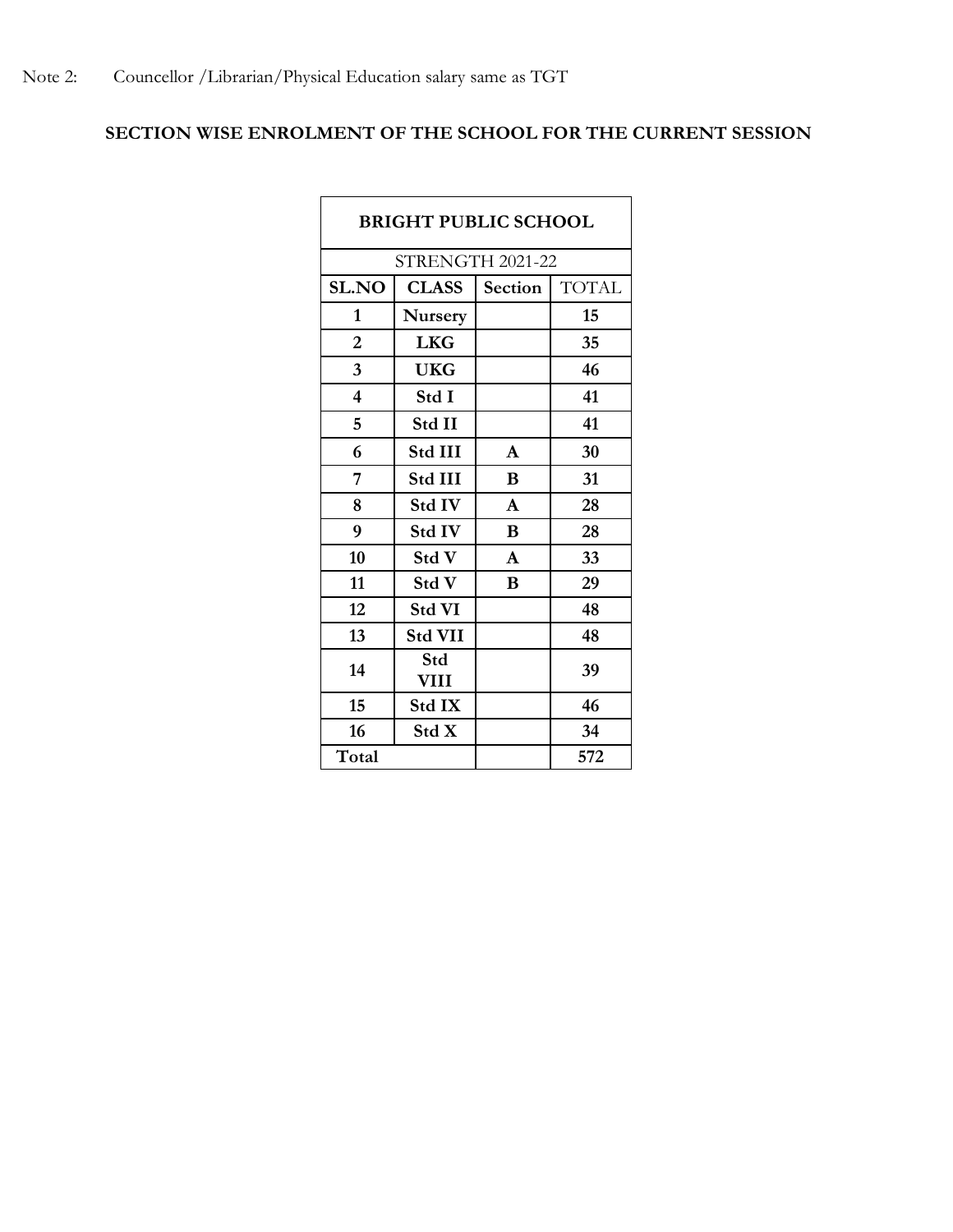Note 2: Councellor /Librarian/Physical Education salary same as TGT

**SECTION WISE ENROLMENT OF THE SCHOOL FOR THE CURRENT SESSION**

| **BRIGHT PUBLIC SCHOOL** | | | |
|---|---|---|---|
| STRENGTH 2021-22 | | | |
| **SL.NO** | **CLASS** | **Section** | TOTAL |
| **1** | **Nursery** | | **15** |
| **2** | **LKG** | | **35** |
| **3** | **UKG** | | **46** |
| **4** | **Std I** | | **41** |
| **5** | **Std II** | | **41** |
| **6** | **Std III** | **A** | **30** |
| **7** | **Std III** | **B** | **31** |
| **8** | **Std IV** | **A** | **28** |
| **9** | **Std IV** | **B** | **28** |
| **10** | **Std V** | **A** | **33** |
| **11** | **Std V** | **B** | **29** |
| **12** | **Std VI** | | **48** |
| **13** | **Std VII** | | **48** |
| **14** | **Std VIII** | | **39** |
| **15** | **Std IX** | | **46** |
| **16** | **Std X** | | **34** |
| **Total** | | | **572** |